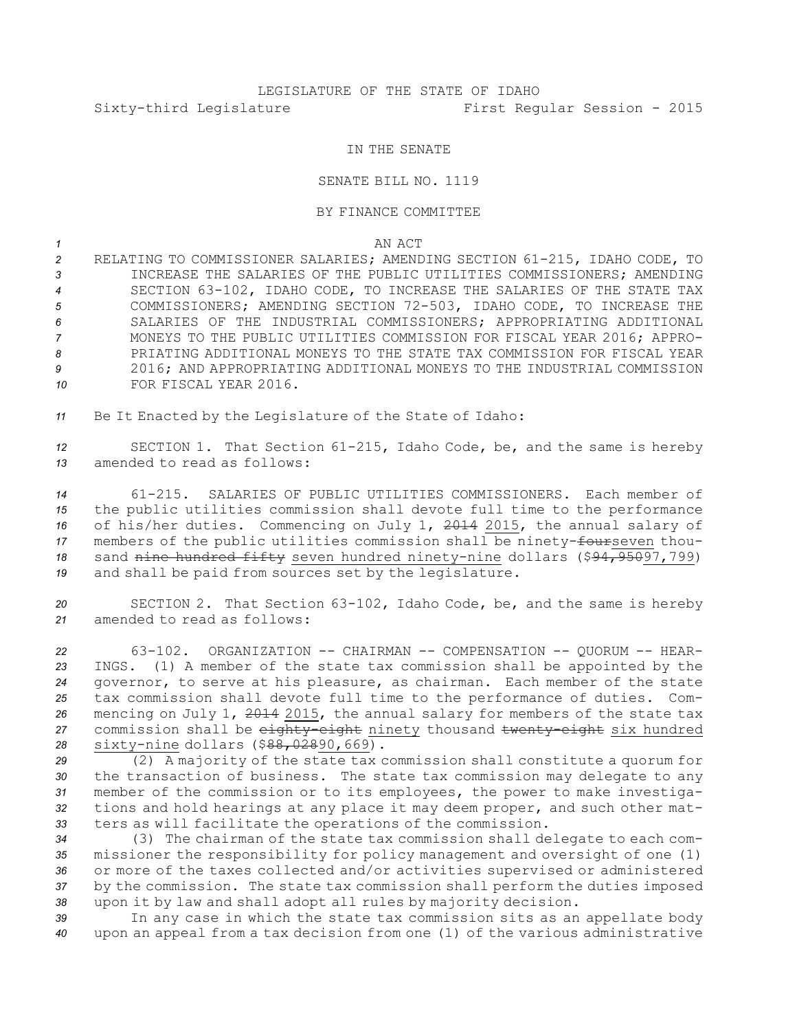LEGISLATURE OF THE STATE OF IDAHO

Sixty-third Legislature First Regular Session - 2015

IN THE SENATE

SENATE BILL NO. 1119

BY FINANCE COMMITTEE

AN ACT

RELATING TO COMMISSIONER SALARIES; AMENDING SECTION 61-215, IDAHO CODE, TO INCREASE THE SALARIES OF THE PUBLIC UTILITIES COMMISSIONERS; AMENDING SECTION 63-102, IDAHO CODE, TO INCREASE THE SALARIES OF THE STATE TAX COMMISSIONERS; AMENDING SECTION 72-503, IDAHO CODE, TO INCREASE THE SALARIES OF THE INDUSTRIAL COMMISSIONERS; APPROPRIATING ADDITIONAL MONEYS TO THE PUBLIC UTILITIES COMMISSION FOR FISCAL YEAR 2016; APPROPRIATING ADDITIONAL MONEYS TO THE STATE TAX COMMISSION FOR FISCAL YEAR 2016; AND APPROPRIATING ADDITIONAL MONEYS TO THE INDUSTRIAL COMMISSION FOR FISCAL YEAR 2016.

Be It Enacted by the Legislature of the State of Idaho:

SECTION 1. That Section 61-215, Idaho Code, be, and the same is hereby amended to read as follows:

61-215. SALARIES OF PUBLIC UTILITIES COMMISSIONERS. Each member of the public utilities commission shall devote full time to the performance of his/her duties. Commencing on July 1, ~~2014~~ 2015, the annual salary of members of the public utilities commission shall be ninety-~~four~~seven thousand ~~nine hundred fifty~~ seven hundred ninety-nine dollars ($~~94,950~~97,799) and shall be paid from sources set by the legislature.

SECTION 2. That Section 63-102, Idaho Code, be, and the same is hereby amended to read as follows:

63-102. ORGANIZATION -- CHAIRMAN -- COMPENSATION -- QUORUM -- HEARINGS. (1) A member of the state tax commission shall be appointed by the governor, to serve at his pleasure, as chairman. Each member of the state tax commission shall devote full time to the performance of duties. Commencing on July 1, ~~2014~~ 2015, the annual salary for members of the state tax commission shall be ~~eighty-eight~~ ninety thousand ~~twenty-eight~~ six hundred sixty-nine dollars ($~~88,028~~90,669).

(2) A majority of the state tax commission shall constitute a quorum for the transaction of business. The state tax commission may delegate to any member of the commission or to its employees, the power to make investigations and hold hearings at any place it may deem proper, and such other matters as will facilitate the operations of the commission.

(3) The chairman of the state tax commission shall delegate to each commissioner the responsibility for policy management and oversight of one (1) or more of the taxes collected and/or activities supervised or administered by the commission. The state tax commission shall perform the duties imposed upon it by law and shall adopt all rules by majority decision.

In any case in which the state tax commission sits as an appellate body upon an appeal from a tax decision from one (1) of the various administrative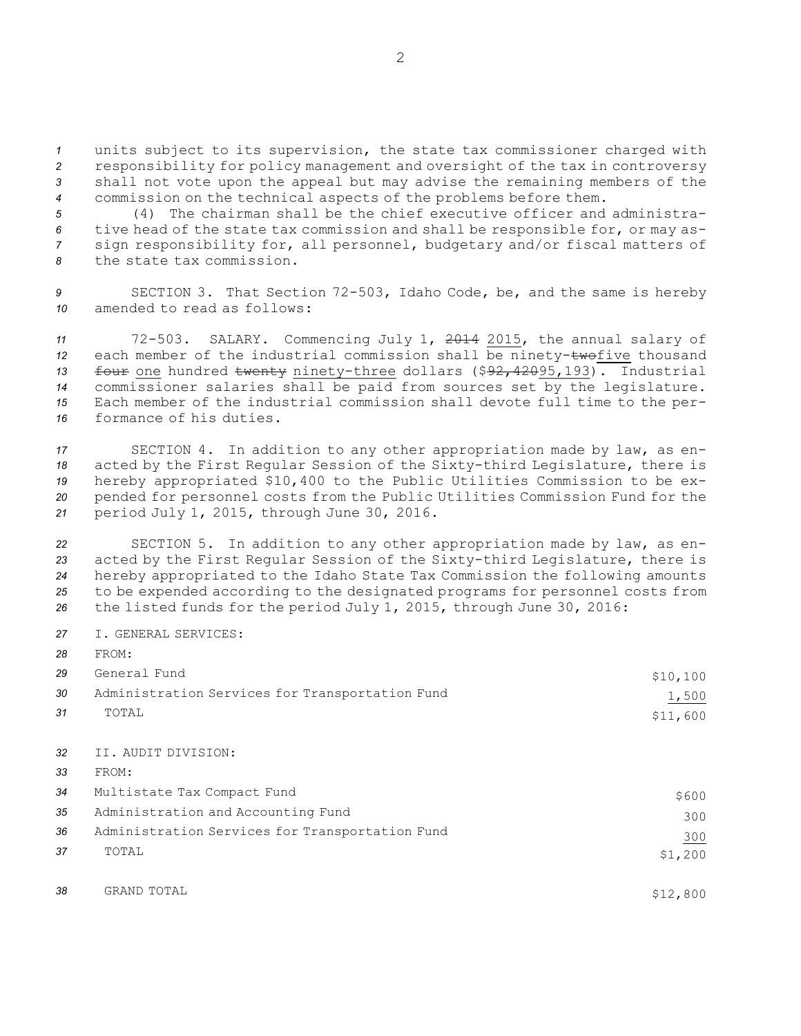units subject to its supervision, the state tax commissioner charged with responsibility for policy management and oversight of the tax in controversy shall not vote upon the appeal but may advise the remaining members of the commission on the technical aspects of the problems before them.

(4) The chairman shall be the chief executive officer and administrative head of the state tax commission and shall be responsible for, or may assign responsibility for, all personnel, budgetary and/or fiscal matters of the state tax commission.

SECTION 3. That Section 72-503, Idaho Code, be, and the same is hereby amended to read as follows:

72-503. SALARY. Commencing July 1, ~~2014~~ 2015, the annual salary of each member of the industrial commission shall be ninety-~~two~~five thousand ~~four~~ one hundred ~~twenty~~ ninety-three dollars ($~~92,420~~95,193). Industrial commissioner salaries shall be paid from sources set by the legislature. Each member of the industrial commission shall devote full time to the performance of his duties.

SECTION 4. In addition to any other appropriation made by law, as enacted by the First Regular Session of the Sixty-third Legislature, there is hereby appropriated $10,400 to the Public Utilities Commission to be expended for personnel costs from the Public Utilities Commission Fund for the period July 1, 2015, through June 30, 2016.

SECTION 5. In addition to any other appropriation made by law, as enacted by the First Regular Session of the Sixty-third Legislature, there is hereby appropriated to the Idaho State Tax Commission the following amounts to be expended according to the designated programs for personnel costs from the listed funds for the period July 1, 2015, through June 30, 2016:

| | |
|---|---|
| I. GENERAL SERVICES: | |
| FROM: | |
| General Fund | $10,100 |
| Administration Services for Transportation Fund | 1,500 |
| TOTAL | $11,600 |
| II. AUDIT DIVISION: | |
| FROM: | |
| Multistate Tax Compact Fund | $600 |
| Administration and Accounting Fund | 300 |
| Administration Services for Transportation Fund | 300 |
| TOTAL | $1,200 |
| GRAND TOTAL | $12,800 |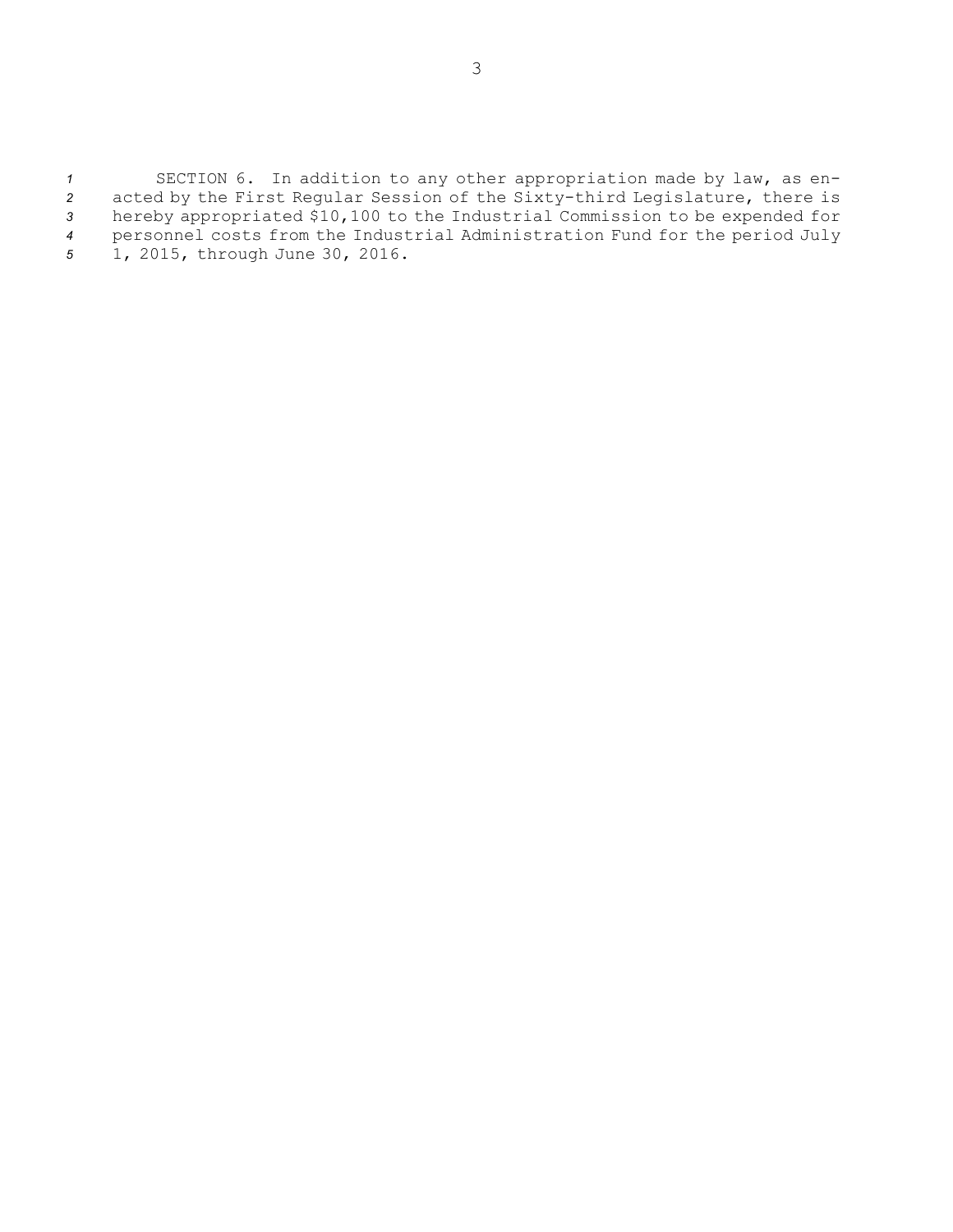SECTION 6. In addition to any other appropriation made by law, as enacted by the First Regular Session of the Sixty-third Legislature, there is hereby appropriated $10,100 to the Industrial Commission to be expended for personnel costs from the Industrial Administration Fund for the period July 1, 2015, through June 30, 2016.